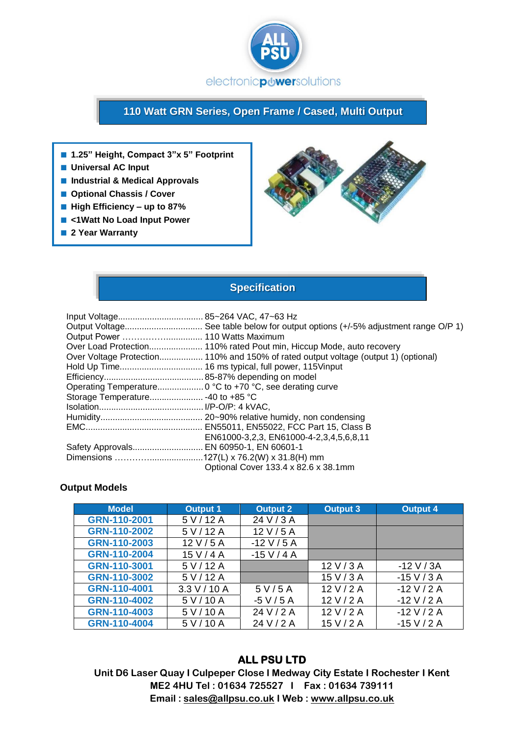ALL PSU

electronicpowersolutions

# 110 Watt GRN Series, Open Frame / Cased, Multi Output

- 1.25" Height, Compact 3"x 5" Footprint
- Universal AC Input
- Industrial & Medical Approvals
- Optional Chassis / Cover
- High Efficiency – up to 87%
- <1Watt No Load Input Power
- 2 Year Warranty

## Specification

Input Voltage................................... 85~264 VAC, 47~63 Hz
Output Voltage................................ See table below for output options (+/-5% adjustment range O/P 1)
Output Power ……………................ 110 Watts Maximum
Over Load Protection...................... 110% rated Pout min, Hiccup Mode, auto recovery
Over Voltage Protection.................. 110% and 150% of rated output voltage (output 1) (optional)
Hold Up Time.................................. 16 ms typical, full power, 115Vinput
Efficiency......................................... 85-87% depending on model
Operating Temperature................... 0 °C to +70 °C, see derating curve
Storage Temperature...................... -40 to +85 °C
Isolation........................................... I/P-O/P: 4 kVAC,
Humidity.......................................... 20~90% relative humidy, non condensing
EMC................................................ EN55011, EN55022, FCC Part 15, Class B
EN61000-3,2,3, EN61000-4-2,3,4,5,6,8,11
Safety Approvals............................. EN 60950-1, EN 60601-1
Dimensions ……………......................127(L) x 76.2(W) x 31.8(H) mm
Optional Cover 133.4 x 82.6 x 38.1mm

### Output Models

| Model | Output 1 | Output 2 | Output 3 | Output 4 |
|---|---|---|---|---|
| GRN-110-2001 | 5 V / 12 A | 24 V / 3 A | | |
| GRN-110-2002 | 5 V / 12 A | 12 V / 5 A | | |
| GRN-110-2003 | 12 V / 5 A | -12 V / 5 A | | |
| GRN-110-2004 | 15 V / 4 A | -15 V / 4 A | | |
| GRN-110-3001 | 5 V / 12 A | | 12 V / 3 A | -12 V / 3A |
| GRN-110-3002 | 5 V / 12 A | | 15 V / 3 A | -15 V / 3 A |
| GRN-110-4001 | 3.3 V / 10 A | 5 V / 5 A | 12 V / 2 A | -12 V / 2 A |
| GRN-110-4002 | 5 V / 10 A | -5 V / 5 A | 12 V / 2 A | -12 V / 2 A |
| GRN-110-4003 | 5 V / 10 A | 24 V / 2 A | 12 V / 2 A | -12 V / 2 A |
| GRN-110-4004 | 5 V / 10 A | 24 V / 2 A | 15 V / 2 A | -15 V / 2 A |

**ALL PSU LTD**

**Unit D6 Laser Quay I Culpeper Close I Medway City Estate I Rochester I Kent**
**ME2 4HU Tel : 01634 725527 I Fax : 01634 739111**
**Email : sales@allpsu.co.uk I Web : www.allpsu.co.uk**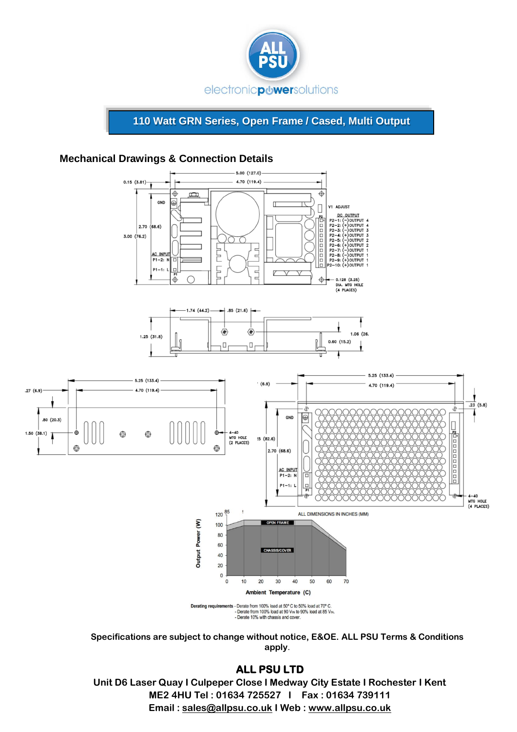# 110 Watt GRN Series, Open Frame / Cased, Multi Output

## Mechanical Drawings & Connection Details

5.00 (127.0)
4.70 (119.4)
0.15 (3.81)
GND
2.70 (68.6)
3.00 (76.2)
AC INPUT
P1-2: N
P1-1: L
P1
P2
V1 ADJUST
DC OUTPUT
P2-1: (-)OUTPUT 4
P2-2: (+)OUTPUT 4
P2-3: (-)OUTPUT 3
P2-4: (+)OUTPUT 3
P2-5: (-)OUTPUT 2
P2-6: (+)OUTPUT 2
P2-7: (-)OUTPUT 1
P2-8: (-)OUTPUT 1
P2-9: (+)OUTPUT 1
P2-10: (+)OUTPUT 1
0.128 (3.25) DIA. MTG HOLE (4 PLACES)

1.74 (44.2)
.85 (21.6)
1.25 (31.8)
1.06 (26.
0.60 (15.2)

5.25 (133.4)
4.70 (119.4)
.27 (6.9)
.80 (20.3)
1.50 (38.1)
4-40 MTG HOLE (2 PLACES)

(6.9)
5.25 (133.4)
4.70 (119.4)
.23 (5.8)
GND
25 (82.6)
2.70 (68.6)
AC INPUT
P1-2: N
P1-1: L
P1
P2
4-40 MTG HOLE (4 PLACES)

ALL DIMENSIONS IN INCHES (MM)

Output Power (W)
120
100
80
60
40
20
0
85
OPEN FRAME
CHASSIS/COVER
0 10 20 30 40 50 60 70
Ambient Temperature (C)

**Derating requirements** - Derate from 100% load at 50° C to 50% load at 70° C.
- Derate from 100% load at 90 $V_{IN}$ to 90% load at 85 $V_{IN}$.
- Derate 10% with chassis and cover.

**Specifications are subject to change without notice, E&OE. ALL PSU Terms & Conditions apply.**

**ALL PSU LTD**

**Unit D6 Laser Quay I Culpeper Close I Medway City Estate I Rochester I Kent ME2 4HU Tel : 01634 725527 I Fax : 01634 739111**

**Email : sales@allpsu.co.uk I Web : www.allpsu.co.uk**